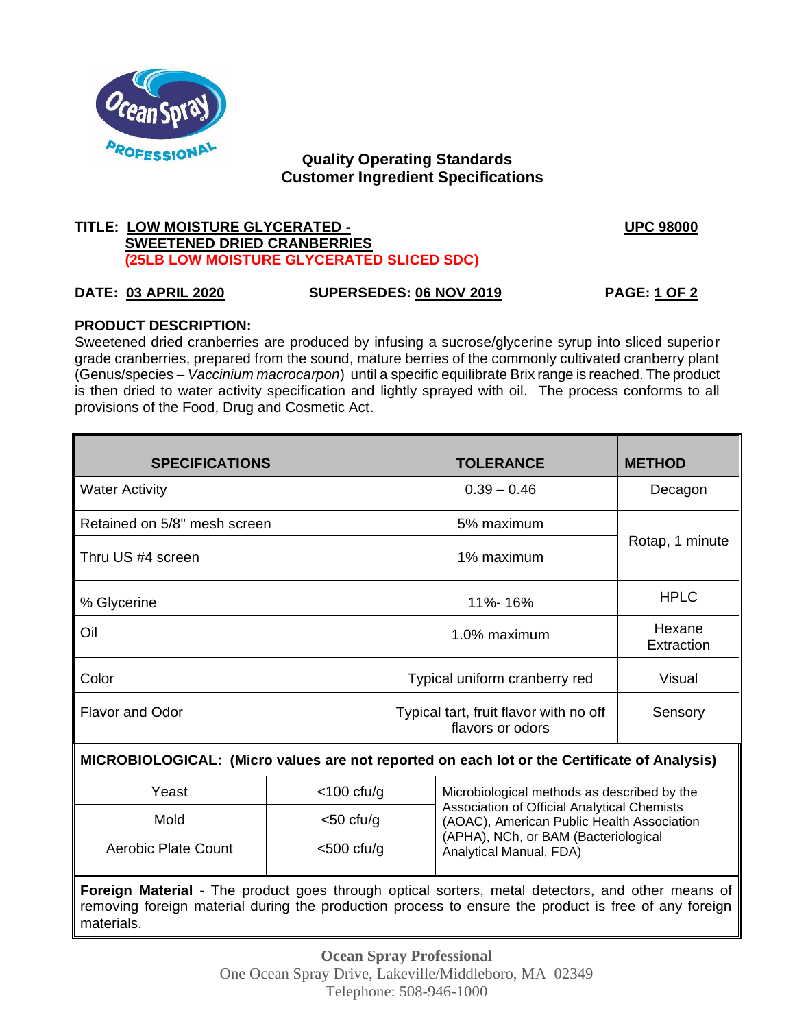**Quality Operating Standards**
**Customer Ingredient Specifications**

**TITLE: LOW MOISTURE GLYCERATED - SWEETENED DRIED CRANBERRIES (25LB LOW MOISTURE GLYCERATED SLICED SDC)**

**UPC 98000**

**DATE: 03 APRIL 2020** **SUPERSEDES: 06 NOV 2019**

**PRODUCT DESCRIPTION:**
Sweetened dried cranberries are produced by infusing a sucrose/glycerine syrup into sliced superior grade cranberries, prepared from the sound, mature berries of the commonly cultivated cranberry plant (Genus/species – *Vaccinium macrocarpon*) until a specific equilibrate Brix range is reached. The product is then dried to water activity specification and lightly sprayed with oil. The process conforms to all provisions of the Food, Drug and Cosmetic Act.

| SPECIFICATIONS | TOLERANCE | METHOD |
|---|---|---|
| Water Activity | 0.39 – 0.46 | Decagon |
| Retained on 5/8" mesh screen | 5% maximum | Rotap, 1 minute |
| Thru US #4 screen | 1% maximum | Rotap, 1 minute |
| % Glycerine | 11%- 16% | HPLC |
| Oil | 1.0% maximum | Hexane Extraction |
| Color | Typical uniform cranberry red | Visual |
| Flavor and Odor | Typical tart, fruit flavor with no off flavors or odors | Sensory |

**MICROBIOLOGICAL: (Micro values are not reported on each lot or the Certificate of Analysis)**

| | | |
|---|---|---|
| Yeast | <100 cfu/g | Microbiological methods as described by the Association of Official Analytical Chemists (AOAC), American Public Health Association (APHA), NCh, or BAM (Bacteriological Analytical Manual, FDA) |
| Mold | <50 cfu/g | |
| Aerobic Plate Count | <500 cfu/g | |

**Foreign Material** - The product goes through optical sorters, metal detectors, and other means of removing foreign material during the production process to ensure the product is free of any foreign materials.

**Ocean Spray Professional**
One Ocean Spray Drive, Lakeville/Middleboro, MA 02349
Telephone: 508-946-1000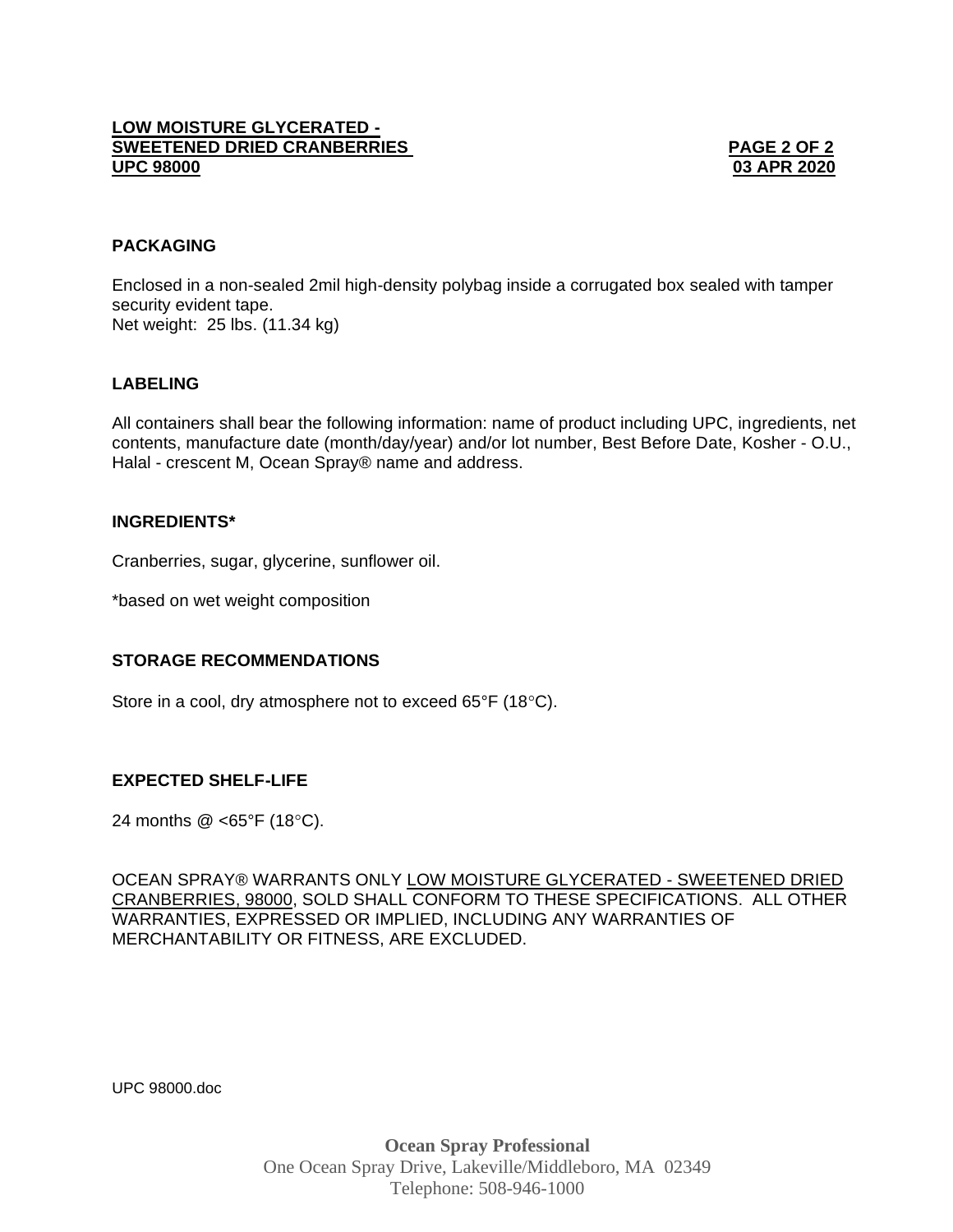## PACKAGING

Enclosed in a non-sealed 2mil high-density polybag inside a corrugated box sealed with tamper security evident tape.
Net weight: 25 lbs. (11.34 kg)

## LABELING

All containers shall bear the following information: name of product including UPC, ingredients, net contents, manufacture date (month/day/year) and/or lot number, Best Before Date, Kosher - O.U., Halal - crescent M, Ocean Spray® name and address.

## INGREDIENTS*

Cranberries, sugar, glycerine, sunflower oil.

*based on wet weight composition

## STORAGE RECOMMENDATIONS

Store in a cool, dry atmosphere not to exceed 65°F (18°C).

## EXPECTED SHELF-LIFE

24 months @ <65°F (18°C).

OCEAN SPRAY® WARRANTS ONLY LOW MOISTURE GLYCERATED - SWEETENED DRIED CRANBERRIES, 98000, SOLD SHALL CONFORM TO THESE SPECIFICATIONS. ALL OTHER WARRANTIES, EXPRESSED OR IMPLIED, INCLUDING ANY WARRANTIES OF MERCHANTABILITY OR FITNESS, ARE EXCLUDED.

UPC 98000.doc

**Ocean Spray Professional**
One Ocean Spray Drive, Lakeville/Middleboro, MA 02349
Telephone: 508-946-1000